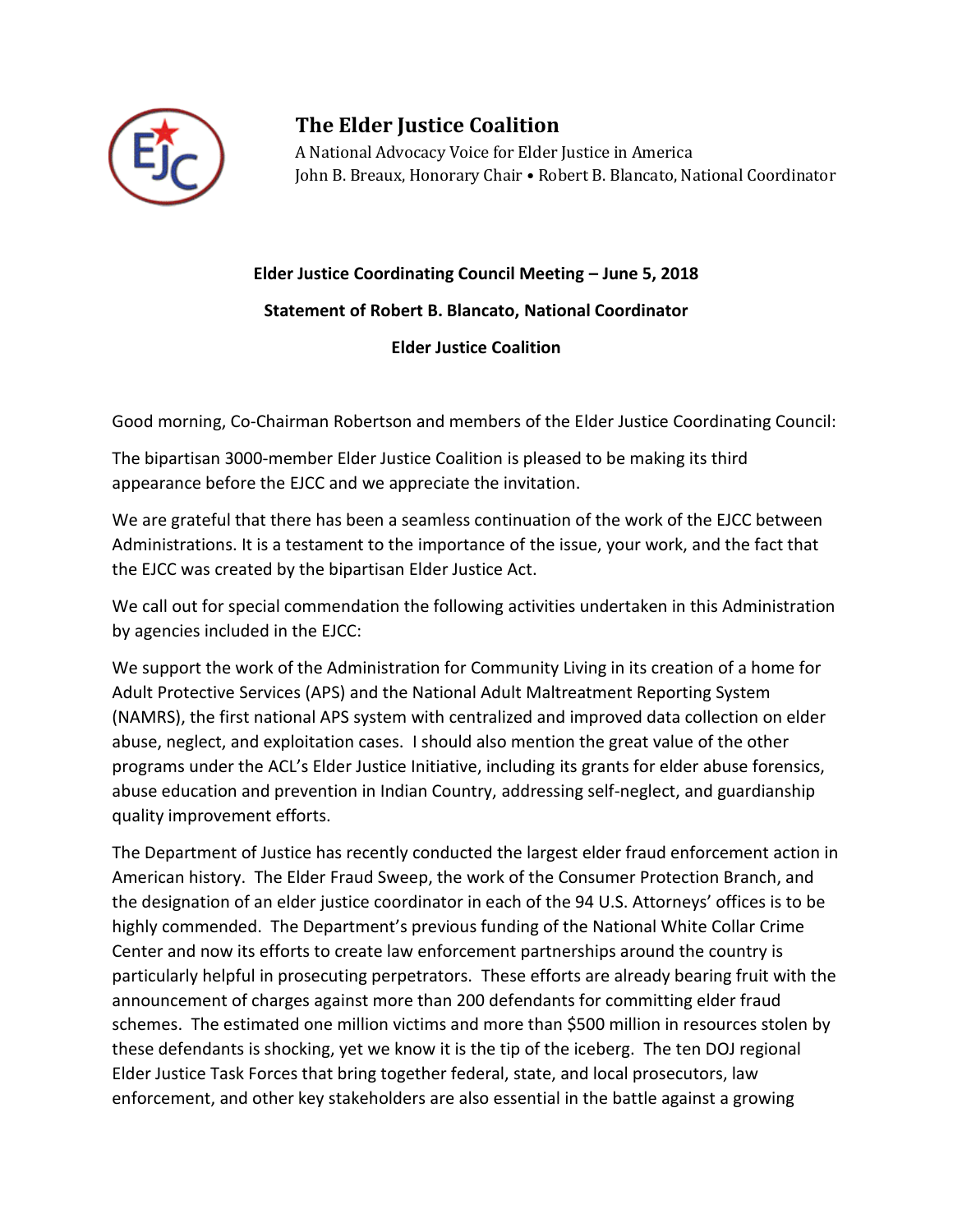# The Elder Justice Coalition

A National Advocacy Voice for Elder Justice in America
John B. Breaux, Honorary Chair • Robert B. Blancato, National Coordinator

**Elder Justice Coordinating Council Meeting – June 5, 2018**

**Statement of Robert B. Blancato, National Coordinator**

**Elder Justice Coalition**

Good morning, Co-Chairman Robertson and members of the Elder Justice Coordinating Council:

The bipartisan 3000-member Elder Justice Coalition is pleased to be making its third appearance before the EJCC and we appreciate the invitation.

We are grateful that there has been a seamless continuation of the work of the EJCC between Administrations. It is a testament to the importance of the issue, your work, and the fact that the EJCC was created by the bipartisan Elder Justice Act.

We call out for special commendation the following activities undertaken in this Administration by agencies included in the EJCC:

We support the work of the Administration for Community Living in its creation of a home for Adult Protective Services (APS) and the National Adult Maltreatment Reporting System (NAMRS), the first national APS system with centralized and improved data collection on elder abuse, neglect, and exploitation cases. I should also mention the great value of the other programs under the ACL's Elder Justice Initiative, including its grants for elder abuse forensics, abuse education and prevention in Indian Country, addressing self-neglect, and guardianship quality improvement efforts.

The Department of Justice has recently conducted the largest elder fraud enforcement action in American history. The Elder Fraud Sweep, the work of the Consumer Protection Branch, and the designation of an elder justice coordinator in each of the 94 U.S. Attorneys' offices is to be highly commended. The Department's previous funding of the National White Collar Crime Center and now its efforts to create law enforcement partnerships around the country is particularly helpful in prosecuting perpetrators. These efforts are already bearing fruit with the announcement of charges against more than 200 defendants for committing elder fraud schemes. The estimated one million victims and more than $500 million in resources stolen by these defendants is shocking, yet we know it is the tip of the iceberg. The ten DOJ regional Elder Justice Task Forces that bring together federal, state, and local prosecutors, law enforcement, and other key stakeholders are also essential in the battle against a growing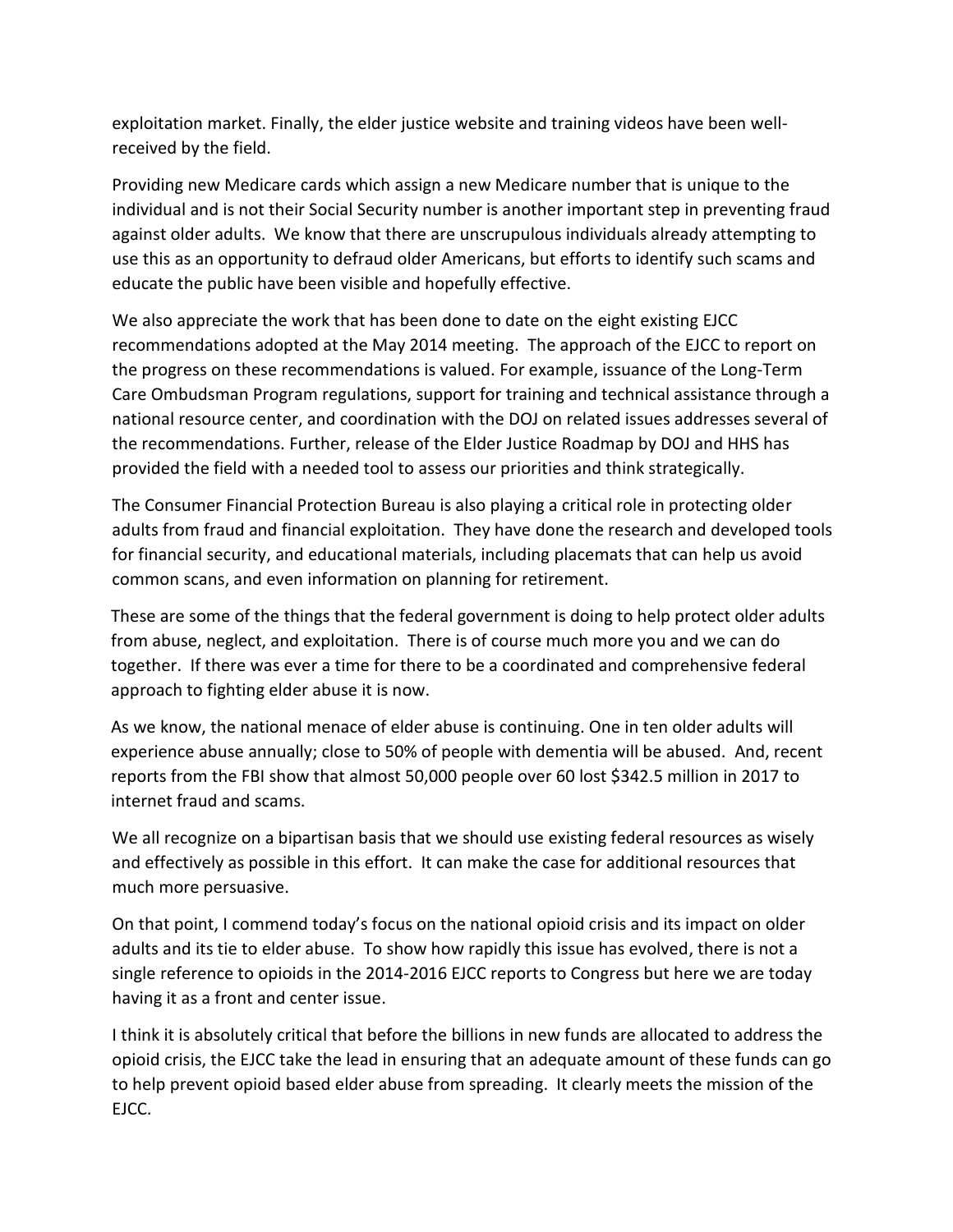exploitation market. Finally, the elder justice website and training videos have been well-received by the field.

Providing new Medicare cards which assign a new Medicare number that is unique to the individual and is not their Social Security number is another important step in preventing fraud against older adults. We know that there are unscrupulous individuals already attempting to use this as an opportunity to defraud older Americans, but efforts to identify such scams and educate the public have been visible and hopefully effective.

We also appreciate the work that has been done to date on the eight existing EJCC recommendations adopted at the May 2014 meeting. The approach of the EJCC to report on the progress on these recommendations is valued. For example, issuance of the Long-Term Care Ombudsman Program regulations, support for training and technical assistance through a national resource center, and coordination with the DOJ on related issues addresses several of the recommendations. Further, release of the Elder Justice Roadmap by DOJ and HHS has provided the field with a needed tool to assess our priorities and think strategically.

The Consumer Financial Protection Bureau is also playing a critical role in protecting older adults from fraud and financial exploitation. They have done the research and developed tools for financial security, and educational materials, including placemats that can help us avoid common scans, and even information on planning for retirement.

These are some of the things that the federal government is doing to help protect older adults from abuse, neglect, and exploitation. There is of course much more you and we can do together. If there was ever a time for there to be a coordinated and comprehensive federal approach to fighting elder abuse it is now.

As we know, the national menace of elder abuse is continuing. One in ten older adults will experience abuse annually; close to 50% of people with dementia will be abused. And, recent reports from the FBI show that almost 50,000 people over 60 lost $342.5 million in 2017 to internet fraud and scams.

We all recognize on a bipartisan basis that we should use existing federal resources as wisely and effectively as possible in this effort. It can make the case for additional resources that much more persuasive.

On that point, I commend today's focus on the national opioid crisis and its impact on older adults and its tie to elder abuse. To show how rapidly this issue has evolved, there is not a single reference to opioids in the 2014-2016 EJCC reports to Congress but here we are today having it as a front and center issue.

I think it is absolutely critical that before the billions in new funds are allocated to address the opioid crisis, the EJCC take the lead in ensuring that an adequate amount of these funds can go to help prevent opioid based elder abuse from spreading. It clearly meets the mission of the EJCC.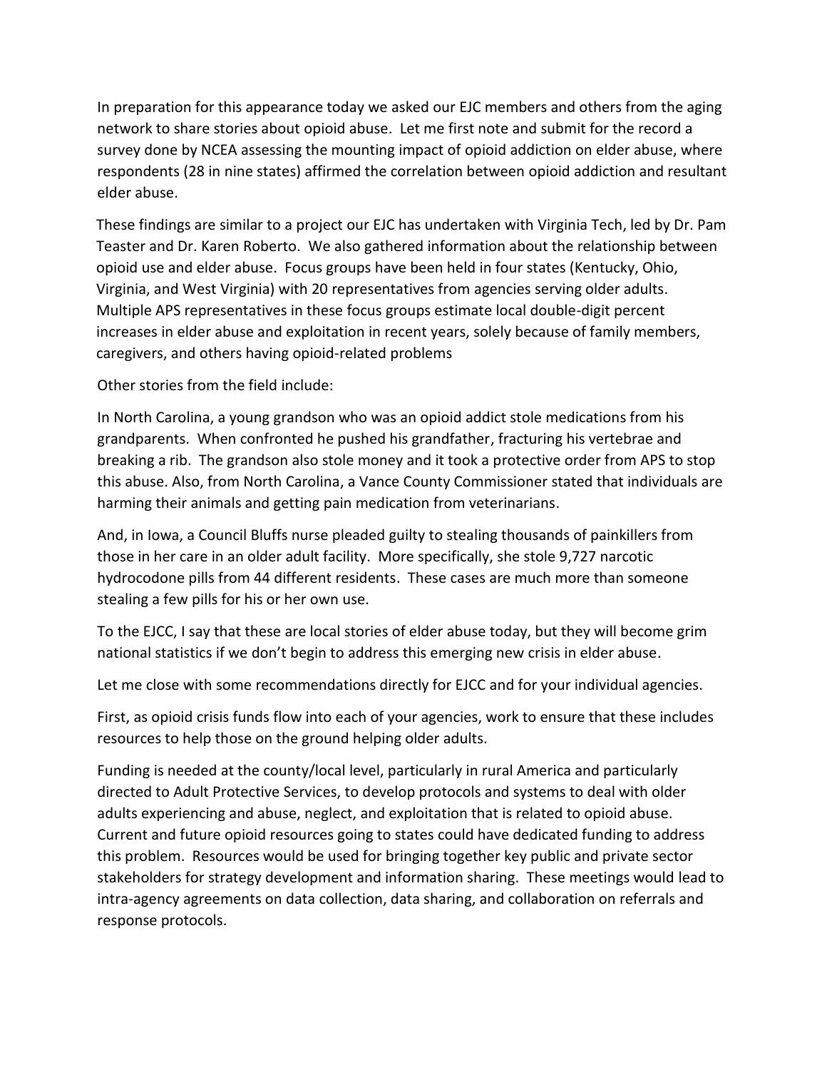In preparation for this appearance today we asked our EJC members and others from the aging network to share stories about opioid abuse. Let me first note and submit for the record a survey done by NCEA assessing the mounting impact of opioid addiction on elder abuse, where respondents (28 in nine states) affirmed the correlation between opioid addiction and resultant elder abuse.

These findings are similar to a project our EJC has undertaken with Virginia Tech, led by Dr. Pam Teaster and Dr. Karen Roberto. We also gathered information about the relationship between opioid use and elder abuse. Focus groups have been held in four states (Kentucky, Ohio, Virginia, and West Virginia) with 20 representatives from agencies serving older adults. Multiple APS representatives in these focus groups estimate local double-digit percent increases in elder abuse and exploitation in recent years, solely because of family members, caregivers, and others having opioid-related problems

Other stories from the field include:

In North Carolina, a young grandson who was an opioid addict stole medications from his grandparents. When confronted he pushed his grandfather, fracturing his vertebrae and breaking a rib. The grandson also stole money and it took a protective order from APS to stop this abuse. Also, from North Carolina, a Vance County Commissioner stated that individuals are harming their animals and getting pain medication from veterinarians.

And, in Iowa, a Council Bluffs nurse pleaded guilty to stealing thousands of painkillers from those in her care in an older adult facility. More specifically, she stole 9,727 narcotic hydrocodone pills from 44 different residents. These cases are much more than someone stealing a few pills for his or her own use.

To the EJCC, I say that these are local stories of elder abuse today, but they will become grim national statistics if we don't begin to address this emerging new crisis in elder abuse.

Let me close with some recommendations directly for EJCC and for your individual agencies.

First, as opioid crisis funds flow into each of your agencies, work to ensure that these includes resources to help those on the ground helping older adults.

Funding is needed at the county/local level, particularly in rural America and particularly directed to Adult Protective Services, to develop protocols and systems to deal with older adults experiencing and abuse, neglect, and exploitation that is related to opioid abuse. Current and future opioid resources going to states could have dedicated funding to address this problem. Resources would be used for bringing together key public and private sector stakeholders for strategy development and information sharing. These meetings would lead to intra-agency agreements on data collection, data sharing, and collaboration on referrals and response protocols.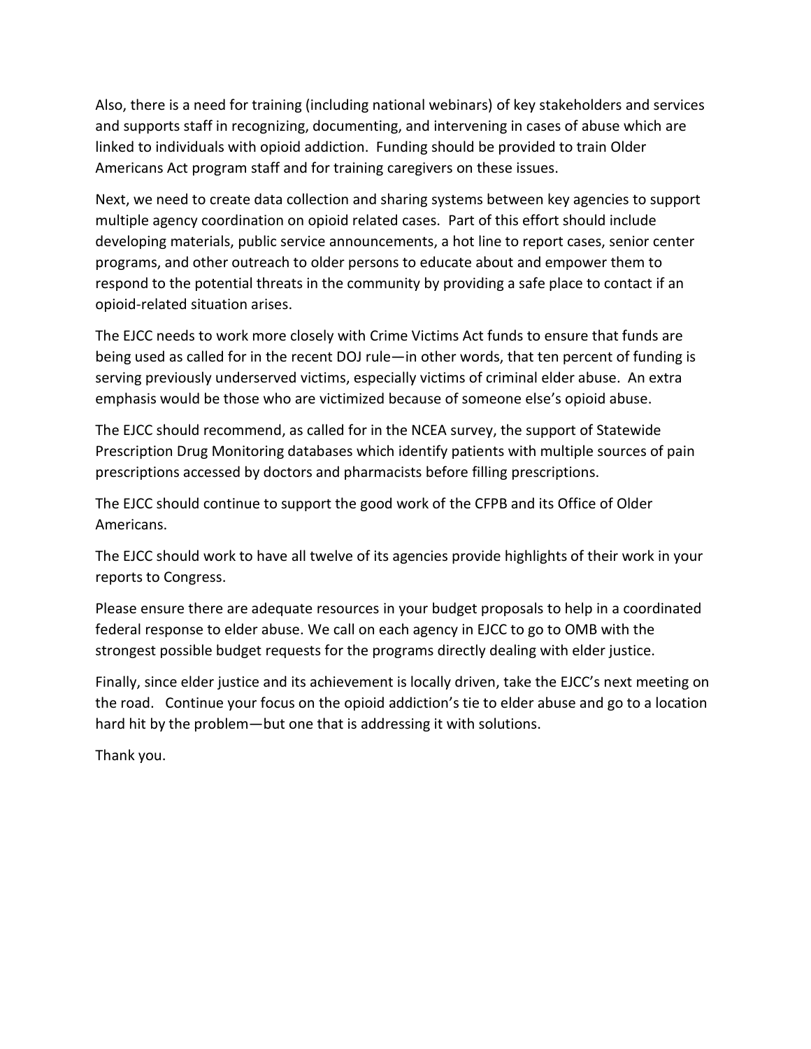Also, there is a need for training (including national webinars) of key stakeholders and services and supports staff in recognizing, documenting, and intervening in cases of abuse which are linked to individuals with opioid addiction. Funding should be provided to train Older Americans Act program staff and for training caregivers on these issues.

Next, we need to create data collection and sharing systems between key agencies to support multiple agency coordination on opioid related cases. Part of this effort should include developing materials, public service announcements, a hot line to report cases, senior center programs, and other outreach to older persons to educate about and empower them to respond to the potential threats in the community by providing a safe place to contact if an opioid-related situation arises.

The EJCC needs to work more closely with Crime Victims Act funds to ensure that funds are being used as called for in the recent DOJ rule—in other words, that ten percent of funding is serving previously underserved victims, especially victims of criminal elder abuse. An extra emphasis would be those who are victimized because of someone else's opioid abuse.

The EJCC should recommend, as called for in the NCEA survey, the support of Statewide Prescription Drug Monitoring databases which identify patients with multiple sources of pain prescriptions accessed by doctors and pharmacists before filling prescriptions.

The EJCC should continue to support the good work of the CFPB and its Office of Older Americans.

The EJCC should work to have all twelve of its agencies provide highlights of their work in your reports to Congress.

Please ensure there are adequate resources in your budget proposals to help in a coordinated federal response to elder abuse. We call on each agency in EJCC to go to OMB with the strongest possible budget requests for the programs directly dealing with elder justice.

Finally, since elder justice and its achievement is locally driven, take the EJCC's next meeting on the road. Continue your focus on the opioid addiction's tie to elder abuse and go to a location hard hit by the problem—but one that is addressing it with solutions.

Thank you.